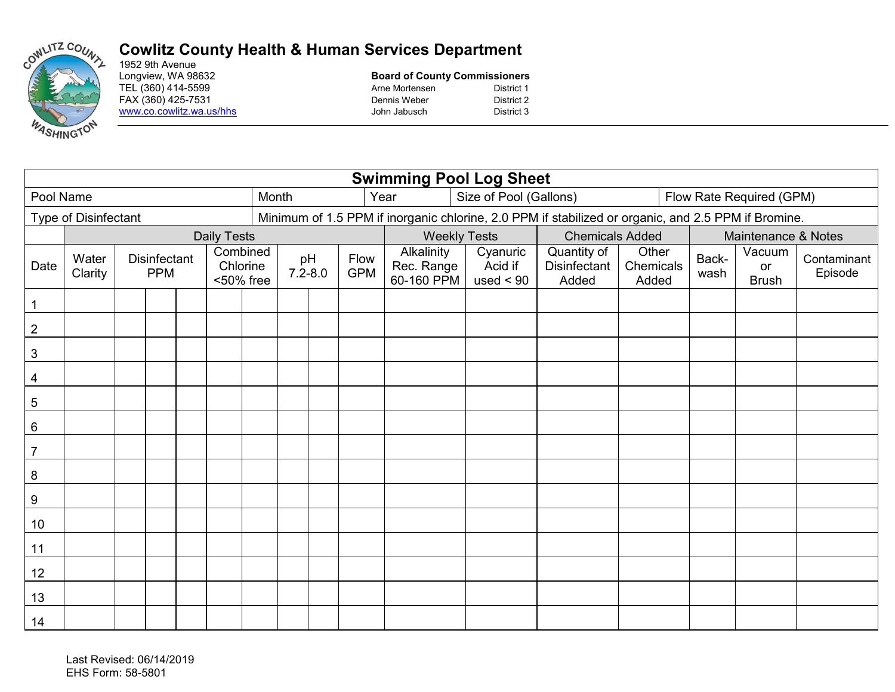# Cowlitz County Health & Human Services Department

1952 9th Avenue
Longview, WA 98632
TEL (360) 414-5599
FAX (360) 425-7531
www.co.cowlitz.wa.us/hhs

**Board of County Commissioners**

| | |
|---|---|
| Arne Mortensen | District 1 |
| Dennis Weber | District 2 |
| John Jabusch | District 3 |

## Swimming Pool Log Sheet

| Pool Name | Month | Year | Size of Pool (Gallons) | Flow Rate Required (GPM) |
|---|---|---|---|---|
| | | | | |

Type of Disinfectant | Minimum of 1.5 PPM if inorganic chlorine, 2.0 PPM if stabilized or organic, and 2.5 PPM if Bromine.

| | Daily Tests | | | | | | | | | Weekly Tests | | Chemicals Added | | Maintenance & Notes | | |
|---|---|---|---|---|---|---|---|---|---|---|---|---|---|---|---|---|
| Date | Water Clarity | Disinfectant PPM | | | Combined Chlorine <50% free | | pH 7.2-8.0 | | Flow GPM | Alkalinity Rec. Range 60-160 PPM | Cyanuric Acid if used < 90 | Quantity of Disinfectant Added | Other Chemicals Added | Back-wash | Vacuum or Brush | Contaminant Episode |
| 1 | | | | | | | | | | | | | | | | |
| 2 | | | | | | | | | | | | | | | | |
| 3 | | | | | | | | | | | | | | | | |
| 4 | | | | | | | | | | | | | | | | |
| 5 | | | | | | | | | | | | | | | | |
| 6 | | | | | | | | | | | | | | | | |
| 7 | | | | | | | | | | | | | | | | |
| 8 | | | | | | | | | | | | | | | | |
| 9 | | | | | | | | | | | | | | | | |
| 10 | | | | | | | | | | | | | | | | |
| 11 | | | | | | | | | | | | | | | | |
| 12 | | | | | | | | | | | | | | | | |
| 13 | | | | | | | | | | | | | | | | |
| 14 | | | | | | | | | | | | | | | | |

Last Revised: 06/14/2019
EHS Form: 58-5801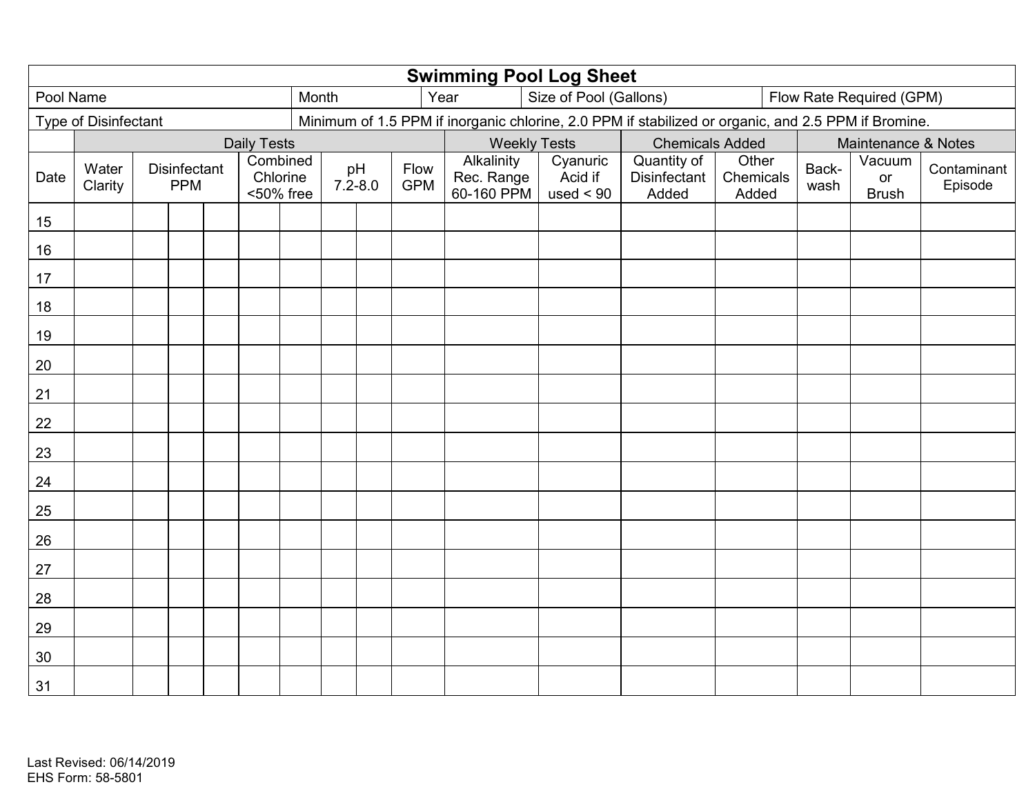# Swimming Pool Log Sheet

| Pool Name | Month | Year | Size of Pool (Gallons) | Flow Rate Required (GPM) |
|---|---|---|---|---|
| Type of Disinfectant | Minimum of 1.5 PPM if inorganic chlorine, 2.0 PPM if stabilized or organic, and 2.5 PPM if Bromine. | | | |

| | Daily Tests | | | | | | | | | Weekly Tests | | Chemicals Added | | Maintenance & Notes | | |
|---|---|---|---|---|---|---|---|---|---|---|---|---|---|---|---|---|
| Date | Water Clarity | Disinfectant PPM | | | Combined Chlorine <50% free | | pH 7.2-8.0 | | Flow GPM | Alkalinity Rec. Range 60-160 PPM | Cyanuric Acid if used < 90 | Quantity of Disinfectant Added | Other Chemicals Added | Back-wash | Vacuum or Brush | Contaminant Episode |
| 15 | | | | | | | | | | | | | | | | |
| 16 | | | | | | | | | | | | | | | | |
| 17 | | | | | | | | | | | | | | | | |
| 18 | | | | | | | | | | | | | | | | |
| 19 | | | | | | | | | | | | | | | | |
| 20 | | | | | | | | | | | | | | | | |
| 21 | | | | | | | | | | | | | | | | |
| 22 | | | | | | | | | | | | | | | | |
| 23 | | | | | | | | | | | | | | | | |
| 24 | | | | | | | | | | | | | | | | |
| 25 | | | | | | | | | | | | | | | | |
| 26 | | | | | | | | | | | | | | | | |
| 27 | | | | | | | | | | | | | | | | |
| 28 | | | | | | | | | | | | | | | | |
| 29 | | | | | | | | | | | | | | | | |
| 30 | | | | | | | | | | | | | | | | |
| 31 | | | | | | | | | | | | | | | | |

Last Revised: 06/14/2019
EHS Form: 58-5801